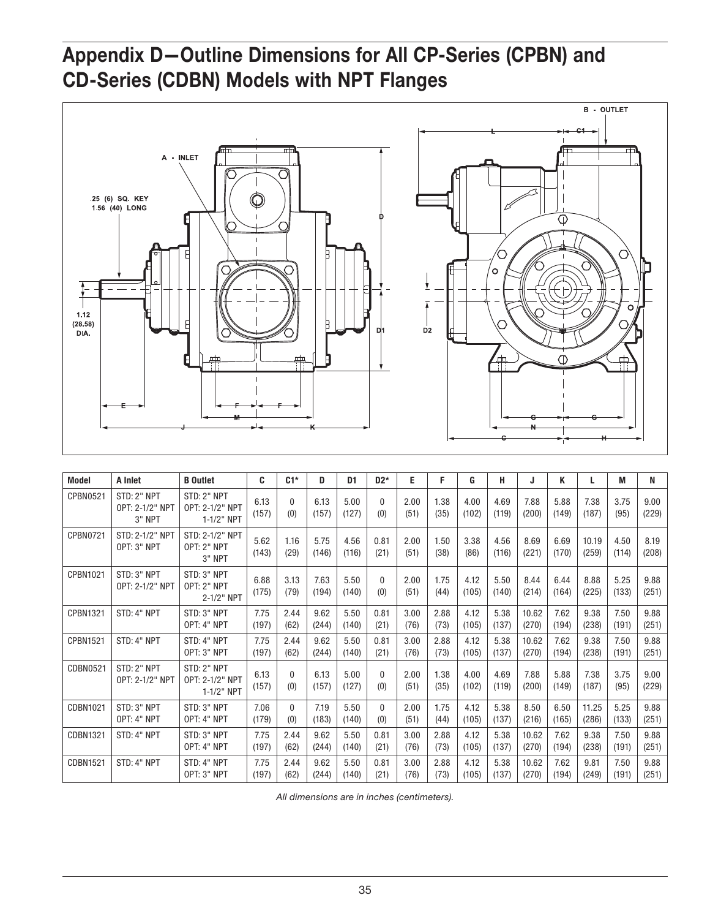# Appendix D—Outline Dimensions for All CP-Series (CPBN) and CD-Series (CDBN) Models with NPT Flanges

| Model | A Inlet | B Outlet | C | C1* | D | D1 | D2* | E | F | G | H | J | K | L | M | N |
|---|---|---|---|---|---|---|---|---|---|---|---|---|---|---|---|---|
| CPBN0521 | STD: 2" NPT OPT: 2-1/2" NPT 3" NPT | STD: 2" NPT OPT: 2-1/2" NPT 1-1/2" NPT | 6.13 (157) | 0 (0) | 6.13 (157) | 5.00 (127) | 0 (0) | 2.00 (51) | 1.38 (35) | 4.00 (102) | 4.69 (119) | 7.88 (200) | 5.88 (149) | 7.38 (187) | 3.75 (95) | 9.00 (229) |
| CPBN0721 | STD: 2-1/2" NPT OPT: 3" NPT | STD: 2-1/2" NPT OPT: 2" NPT 3" NPT | 5.62 (143) | 1.16 (29) | 5.75 (146) | 4.56 (116) | 0.81 (21) | 2.00 (51) | 1.50 (38) | 3.38 (86) | 4.56 (116) | 8.69 (221) | 6.69 (170) | 10.19 (259) | 4.50 (114) | 8.19 (208) |
| CPBN1021 | STD: 3" NPT OPT: 2-1/2" NPT | STD: 3" NPT OPT: 2" NPT 2-1/2" NPT | 6.88 (175) | 3.13 (79) | 7.63 (194) | 5.50 (140) | 0 (0) | 2.00 (51) | 1.75 (44) | 4.12 (105) | 5.50 (140) | 8.44 (214) | 6.44 (164) | 8.88 (225) | 5.25 (133) | 9.88 (251) |
| CPBN1321 | STD: 4" NPT | STD: 3" NPT OPT: 4" NPT | 7.75 (197) | 2.44 (62) | 9.62 (244) | 5.50 (140) | 0.81 (21) | 3.00 (76) | 2.88 (73) | 4.12 (105) | 5.38 (137) | 10.62 (270) | 7.62 (194) | 9.38 (238) | 7.50 (191) | 9.88 (251) |
| CPBN1521 | STD: 4" NPT | STD: 4" NPT OPT: 3" NPT | 7.75 (197) | 2.44 (62) | 9.62 (244) | 5.50 (140) | 0.81 (21) | 3.00 (76) | 2.88 (73) | 4.12 (105) | 5.38 (137) | 10.62 (270) | 7.62 (194) | 9.38 (238) | 7.50 (191) | 9.88 (251) |
| CDBN0521 | STD: 2" NPT OPT: 2-1/2" NPT | STD: 2" NPT OPT: 2-1/2" NPT 1-1/2" NPT | 6.13 (157) | 0 (0) | 6.13 (157) | 5.00 (127) | 0 (0) | 2.00 (51) | 1.38 (35) | 4.00 (102) | 4.69 (119) | 7.88 (200) | 5.88 (149) | 7.38 (187) | 3.75 (95) | 9.00 (229) |
| CDBN1021 | STD: 3" NPT OPT: 4" NPT | STD: 3" NPT OPT: 4" NPT | 7.06 (179) | 0 (0) | 7.19 (183) | 5.50 (140) | 0 (0) | 2.00 (51) | 1.75 (44) | 4.12 (105) | 5.38 (137) | 8.50 (216) | 6.50 (165) | 11.25 (286) | 5.25 (133) | 9.88 (251) |
| CDBN1321 | STD: 4" NPT | STD: 3" NPT OPT: 4" NPT | 7.75 (197) | 2.44 (62) | 9.62 (244) | 5.50 (140) | 0.81 (21) | 3.00 (76) | 2.88 (73) | 4.12 (105) | 5.38 (137) | 10.62 (270) | 7.62 (194) | 9.38 (238) | 7.50 (191) | 9.88 (251) |
| CDBN1521 | STD: 4" NPT | STD: 4" NPT OPT: 3" NPT | 7.75 (197) | 2.44 (62) | 9.62 (244) | 5.50 (140) | 0.81 (21) | 3.00 (76) | 2.88 (73) | 4.12 (105) | 5.38 (137) | 10.62 (270) | 7.62 (194) | 9.81 (249) | 7.50 (191) | 9.88 (251) |

*All dimensions are in inches (centimeters).*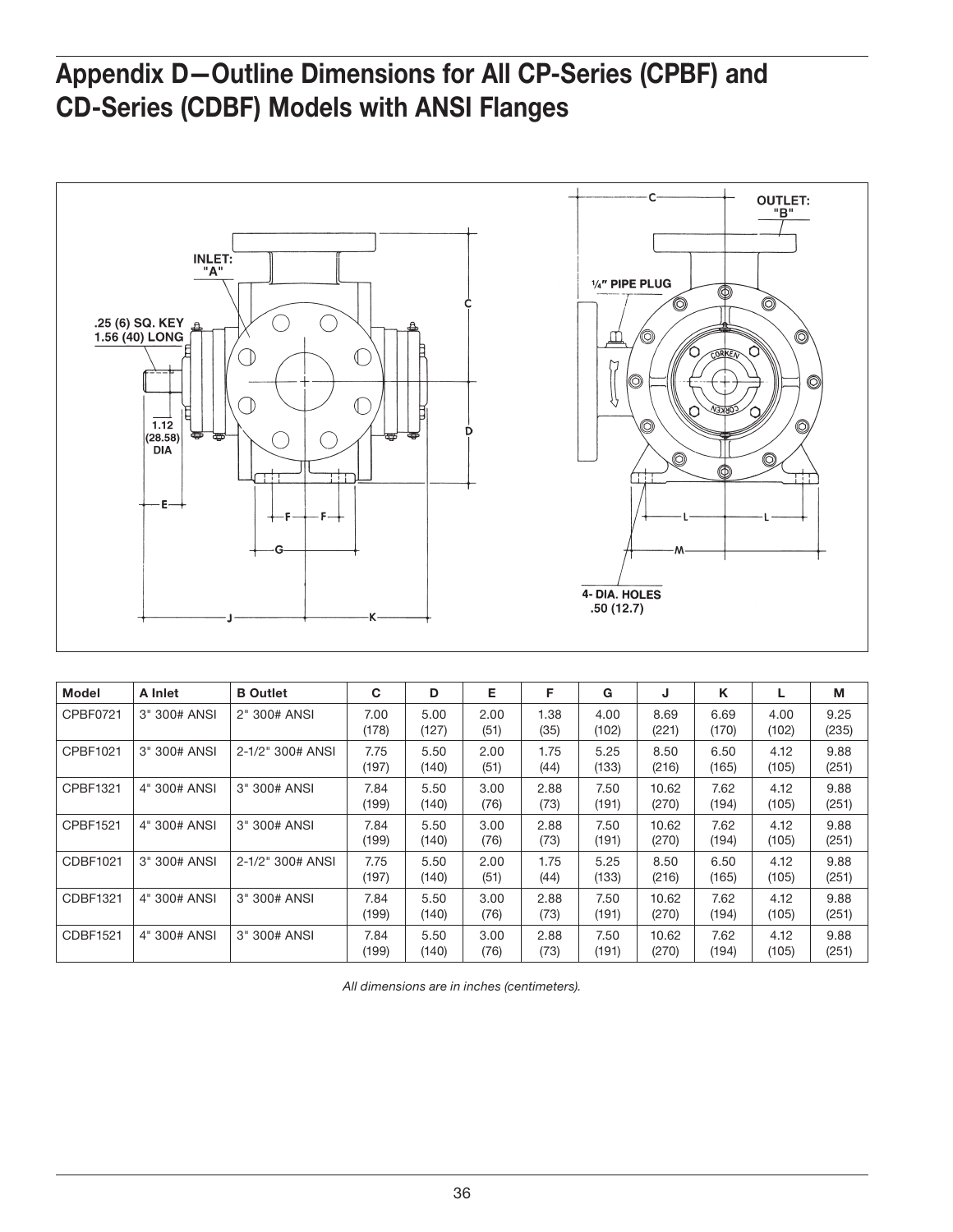# Appendix D—Outline Dimensions for All CP-Series (CPBF) and CD-Series (CDBF) Models with ANSI Flanges

| Model | A Inlet | B Outlet | C | D | E | F | G | J | K | L | M |
|---|---|---|---|---|---|---|---|---|---|---|---|
| CPBF0721 | 3" 300# ANSI | 2" 300# ANSI | 7.00 (178) | 5.00 (127) | 2.00 (51) | 1.38 (35) | 4.00 (102) | 8.69 (221) | 6.69 (170) | 4.00 (102) | 9.25 (235) |
| CPBF1021 | 3" 300# ANSI | 2-1/2" 300# ANSI | 7.75 (197) | 5.50 (140) | 2.00 (51) | 1.75 (44) | 5.25 (133) | 8.50 (216) | 6.50 (165) | 4.12 (105) | 9.88 (251) |
| CPBF1321 | 4" 300# ANSI | 3" 300# ANSI | 7.84 (199) | 5.50 (140) | 3.00 (76) | 2.88 (73) | 7.50 (191) | 10.62 (270) | 7.62 (194) | 4.12 (105) | 9.88 (251) |
| CPBF1521 | 4" 300# ANSI | 3" 300# ANSI | 7.84 (199) | 5.50 (140) | 3.00 (76) | 2.88 (73) | 7.50 (191) | 10.62 (270) | 7.62 (194) | 4.12 (105) | 9.88 (251) |
| CDBF1021 | 3" 300# ANSI | 2-1/2" 300# ANSI | 7.75 (197) | 5.50 (140) | 2.00 (51) | 1.75 (44) | 5.25 (133) | 8.50 (216) | 6.50 (165) | 4.12 (105) | 9.88 (251) |
| CDBF1321 | 4" 300# ANSI | 3" 300# ANSI | 7.84 (199) | 5.50 (140) | 3.00 (76) | 2.88 (73) | 7.50 (191) | 10.62 (270) | 7.62 (194) | 4.12 (105) | 9.88 (251) |
| CDBF1521 | 4" 300# ANSI | 3" 300# ANSI | 7.84 (199) | 5.50 (140) | 3.00 (76) | 2.88 (73) | 7.50 (191) | 10.62 (270) | 7.62 (194) | 4.12 (105) | 9.88 (251) |

*All dimensions are in inches (centimeters).*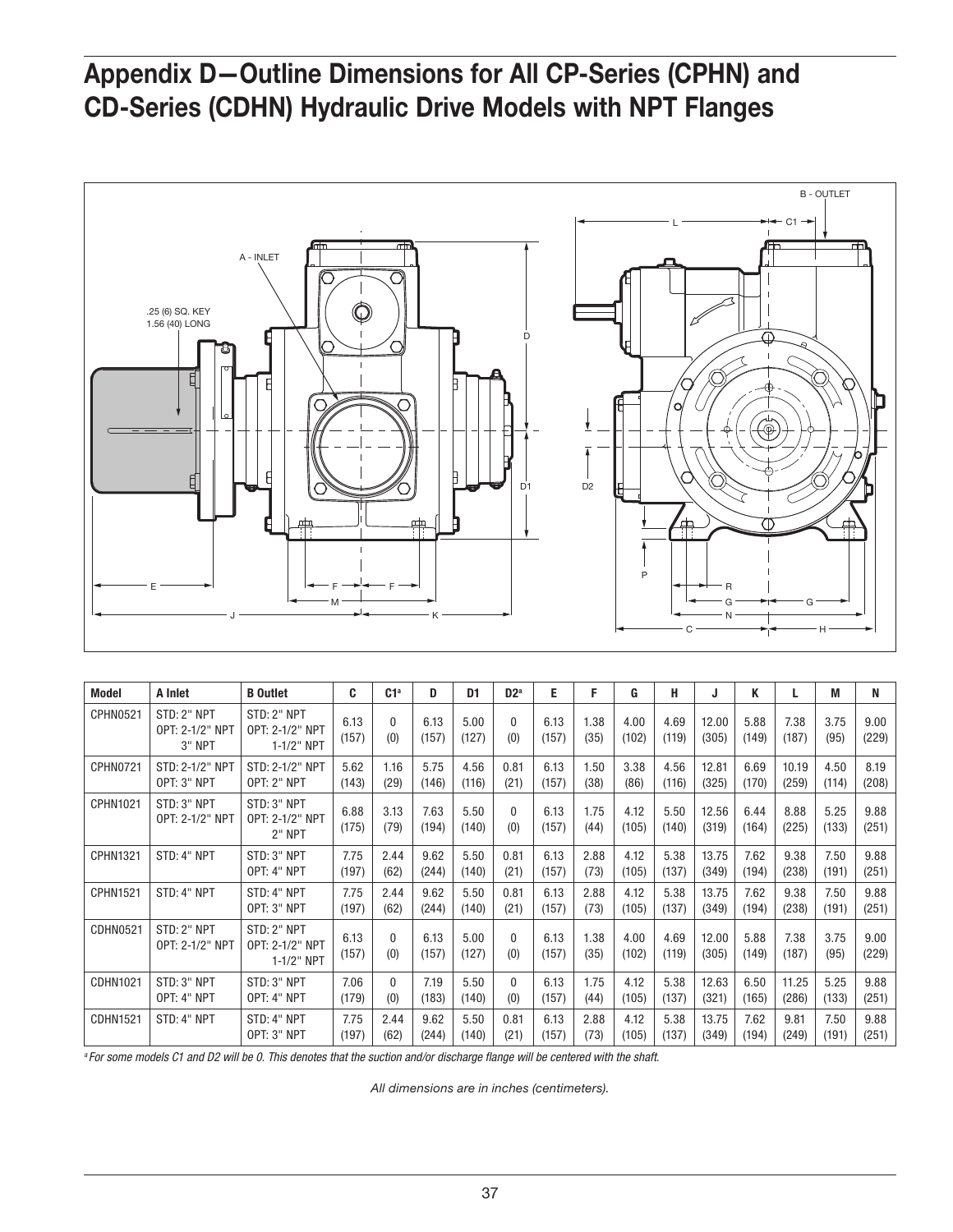# Appendix D—Outline Dimensions for All CP-Series (CPHN) and CD-Series (CDHN) Hydraulic Drive Models with NPT Flanges

| Model | A Inlet | B Outlet | C | C1[a] | D | D1 | D2[a] | E | F | G | H | J | K | L | M | N |
|---|---|---|---|---|---|---|---|---|---|---|---|---|---|---|---|---|
| CPHN0521 | STD: 2" NPT OPT: 2-1/2" NPT 3" NPT | STD: 2" NPT OPT: 2-1/2" NPT 1-1/2" NPT | 6.13 (157) | 0 (0) | 6.13 (157) | 5.00 (127) | 0 (0) | 6.13 (157) | 1.38 (35) | 4.00 (102) | 4.69 (119) | 12.00 (305) | 5.88 (149) | 7.38 (187) | 3.75 (95) | 9.00 (229) |
| CPHN0721 | STD: 2-1/2" NPT OPT: 3" NPT | STD: 2-1/2" NPT OPT: 2" NPT | 5.62 (143) | 1.16 (29) | 5.75 (146) | 4.56 (116) | 0.81 (21) | 6.13 (157) | 1.50 (38) | 3.38 (86) | 4.56 (116) | 12.81 (325) | 6.69 (170) | 10.19 (259) | 4.50 (114) | 8.19 (208) |
| CPHN1021 | STD: 3" NPT OPT: 2-1/2" NPT | STD: 3" NPT OPT: 2-1/2" NPT 2" NPT | 6.88 (175) | 3.13 (79) | 7.63 (194) | 5.50 (140) | 0 (0) | 6.13 (157) | 1.75 (44) | 4.12 (105) | 5.50 (140) | 12.56 (319) | 6.44 (164) | 8.88 (225) | 5.25 (133) | 9.88 (251) |
| CPHN1321 | STD: 4" NPT | STD: 3" NPT OPT: 4" NPT | 7.75 (197) | 2.44 (62) | 9.62 (244) | 5.50 (140) | 0.81 (21) | 6.13 (157) | 2.88 (73) | 4.12 (105) | 5.38 (137) | 13.75 (349) | 7.62 (194) | 9.38 (238) | 7.50 (191) | 9.88 (251) |
| CPHN1521 | STD: 4" NPT | STD: 4" NPT OPT: 3" NPT | 7.75 (197) | 2.44 (62) | 9.62 (244) | 5.50 (140) | 0.81 (21) | 6.13 (157) | 2.88 (73) | 4.12 (105) | 5.38 (137) | 13.75 (349) | 7.62 (194) | 9.38 (238) | 7.50 (191) | 9.88 (251) |
| CDHN0521 | STD: 2" NPT OPT: 2-1/2" NPT | STD: 2" NPT OPT: 2-1/2" NPT 1-1/2" NPT | 6.13 (157) | 0 (0) | 6.13 (157) | 5.00 (127) | 0 (0) | 6.13 (157) | 1.38 (35) | 4.00 (102) | 4.69 (119) | 12.00 (305) | 5.88 (149) | 7.38 (187) | 3.75 (95) | 9.00 (229) |
| CDHN1021 | STD: 3" NPT OPT: 4" NPT | STD: 3" NPT OPT: 4" NPT | 7.06 (179) | 0 (0) | 7.19 (183) | 5.50 (140) | 0 (0) | 6.13 (157) | 1.75 (44) | 4.12 (105) | 5.38 (137) | 12.63 (321) | 6.50 (165) | 11.25 (286) | 5.25 (133) | 9.88 (251) |
| CDHN1521 | STD: 4" NPT | STD: 4" NPT OPT: 3" NPT | 7.75 (197) | 2.44 (62) | 9.62 (244) | 5.50 (140) | 0.81 (21) | 6.13 (157) | 2.88 (73) | 4.12 (105) | 5.38 (137) | 13.75 (349) | 7.62 (194) | 9.81 (249) | 7.50 (191) | 9.88 (251) |

[a] *For some models C1 and D2 will be 0. This denotes that the suction and/or discharge flange will be centered with the shaft.*

*All dimensions are in inches (centimeters).*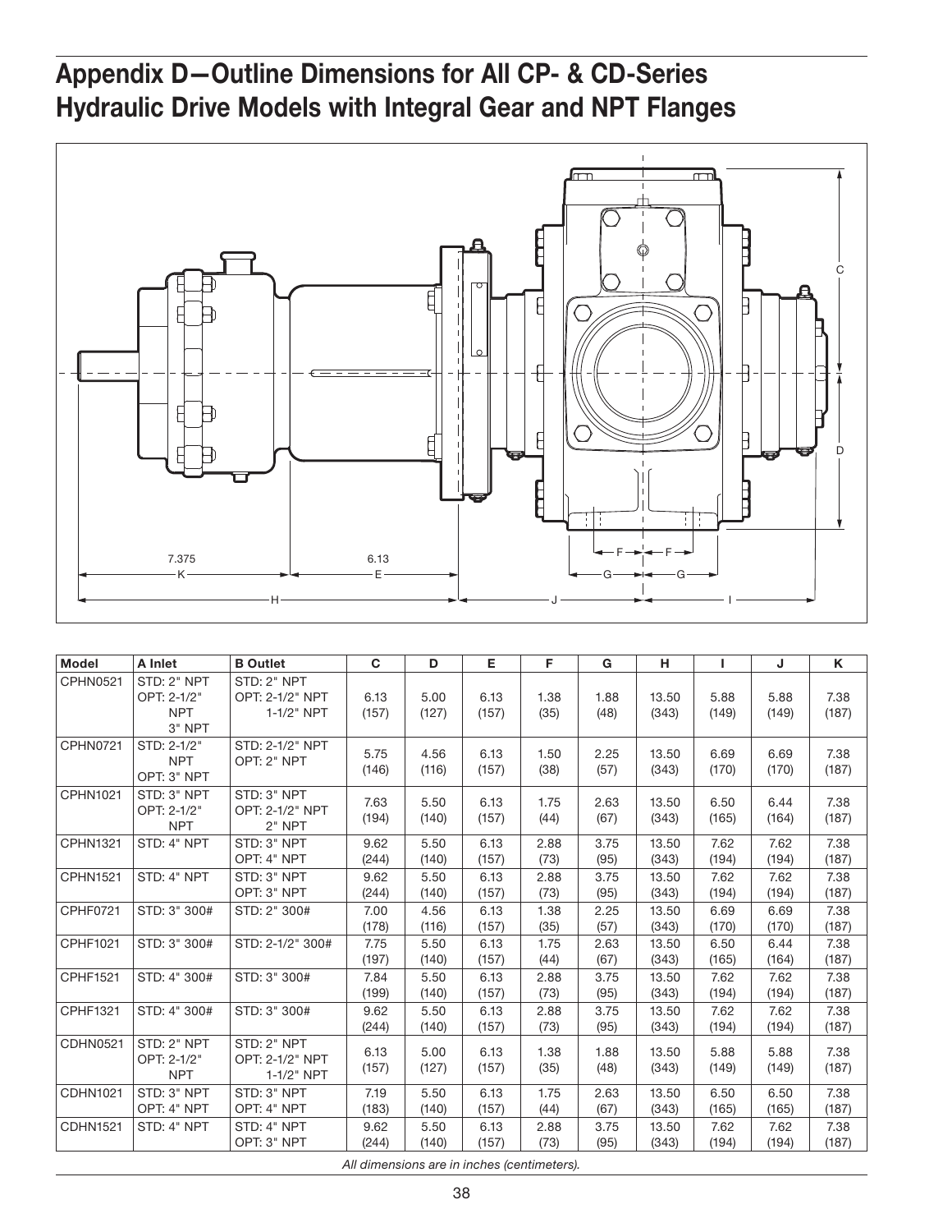# Appendix D—Outline Dimensions for All CP- & CD-Series Hydraulic Drive Models with Integral Gear and NPT Flanges

7.375
K
6.13
E
H
J
I
F
F
G
G
C
D

| Model | A Inlet | B Outlet | C | D | E | F | G | H | I | J | K |
|---|---|---|---|---|---|---|---|---|---|---|---|
| CPHN0521 | STD: 2" NPT<br>OPT: 2-1/2" NPT<br>3" NPT | STD: 2" NPT<br>OPT: 2-1/2" NPT<br>1-1/2" NPT | 6.13<br>(157) | 5.00<br>(127) | 6.13<br>(157) | 1.38<br>(35) | 1.88<br>(48) | 13.50<br>(343) | 5.88<br>(149) | 5.88<br>(149) | 7.38<br>(187) |
| CPHN0721 | STD: 2-1/2" NPT<br>OPT: 3" NPT | STD: 2-1/2" NPT<br>OPT: 2" NPT | 5.75<br>(146) | 4.56<br>(116) | 6.13<br>(157) | 1.50<br>(38) | 2.25<br>(57) | 13.50<br>(343) | 6.69<br>(170) | 6.69<br>(170) | 7.38<br>(187) |
| CPHN1021 | STD: 3" NPT<br>OPT: 2-1/2" NPT | STD: 3" NPT<br>OPT: 2-1/2" NPT<br>2" NPT | 7.63<br>(194) | 5.50<br>(140) | 6.13<br>(157) | 1.75<br>(44) | 2.63<br>(67) | 13.50<br>(343) | 6.50<br>(165) | 6.44<br>(164) | 7.38<br>(187) |
| CPHN1321 | STD: 4" NPT | STD: 3" NPT<br>OPT: 4" NPT | 9.62<br>(244) | 5.50<br>(140) | 6.13<br>(157) | 2.88<br>(73) | 3.75<br>(95) | 13.50<br>(343) | 7.62<br>(194) | 7.62<br>(194) | 7.38<br>(187) |
| CPHN1521 | STD: 4" NPT | STD: 3" NPT<br>OPT: 3" NPT | 9.62<br>(244) | 5.50<br>(140) | 6.13<br>(157) | 2.88<br>(73) | 3.75<br>(95) | 13.50<br>(343) | 7.62<br>(194) | 7.62<br>(194) | 7.38<br>(187) |
| CPHF0721 | STD: 3" 300# | STD: 2" 300# | 7.00<br>(178) | 4.56<br>(116) | 6.13<br>(157) | 1.38<br>(35) | 2.25<br>(57) | 13.50<br>(343) | 6.69<br>(170) | 6.69<br>(170) | 7.38<br>(187) |
| CPHF1021 | STD: 3" 300# | STD: 2-1/2" 300# | 7.75<br>(197) | 5.50<br>(140) | 6.13<br>(157) | 1.75<br>(44) | 2.63<br>(67) | 13.50<br>(343) | 6.50<br>(165) | 6.44<br>(164) | 7.38<br>(187) |
| CPHF1521 | STD: 4" 300# | STD: 3" 300# | 7.84<br>(199) | 5.50<br>(140) | 6.13<br>(157) | 2.88<br>(73) | 3.75<br>(95) | 13.50<br>(343) | 7.62<br>(194) | 7.62<br>(194) | 7.38<br>(187) |
| CPHF1321 | STD: 4" 300# | STD: 3" 300# | 9.62<br>(244) | 5.50<br>(140) | 6.13<br>(157) | 2.88<br>(73) | 3.75<br>(95) | 13.50<br>(343) | 7.62<br>(194) | 7.62<br>(194) | 7.38<br>(187) |
| CDHN0521 | STD: 2" NPT<br>OPT: 2-1/2" NPT | STD: 2" NPT<br>OPT: 2-1/2" NPT<br>1-1/2" NPT | 6.13<br>(157) | 5.00<br>(127) | 6.13<br>(157) | 1.38<br>(35) | 1.88<br>(48) | 13.50<br>(343) | 5.88<br>(149) | 5.88<br>(149) | 7.38<br>(187) |
| CDHN1021 | STD: 3" NPT<br>OPT: 4" NPT | STD: 3" NPT<br>OPT: 4" NPT | 7.19<br>(183) | 5.50<br>(140) | 6.13<br>(157) | 1.75<br>(44) | 2.63<br>(67) | 13.50<br>(343) | 6.50<br>(165) | 6.50<br>(165) | 7.38<br>(187) |
| CDHN1521 | STD: 4" NPT | STD: 4" NPT<br>OPT: 3" NPT | 9.62<br>(244) | 5.50<br>(140) | 6.13<br>(157) | 2.88<br>(73) | 3.75<br>(95) | 13.50<br>(343) | 7.62<br>(194) | 7.62<br>(194) | 7.38<br>(187) |

*All dimensions are in inches (centimeters).*